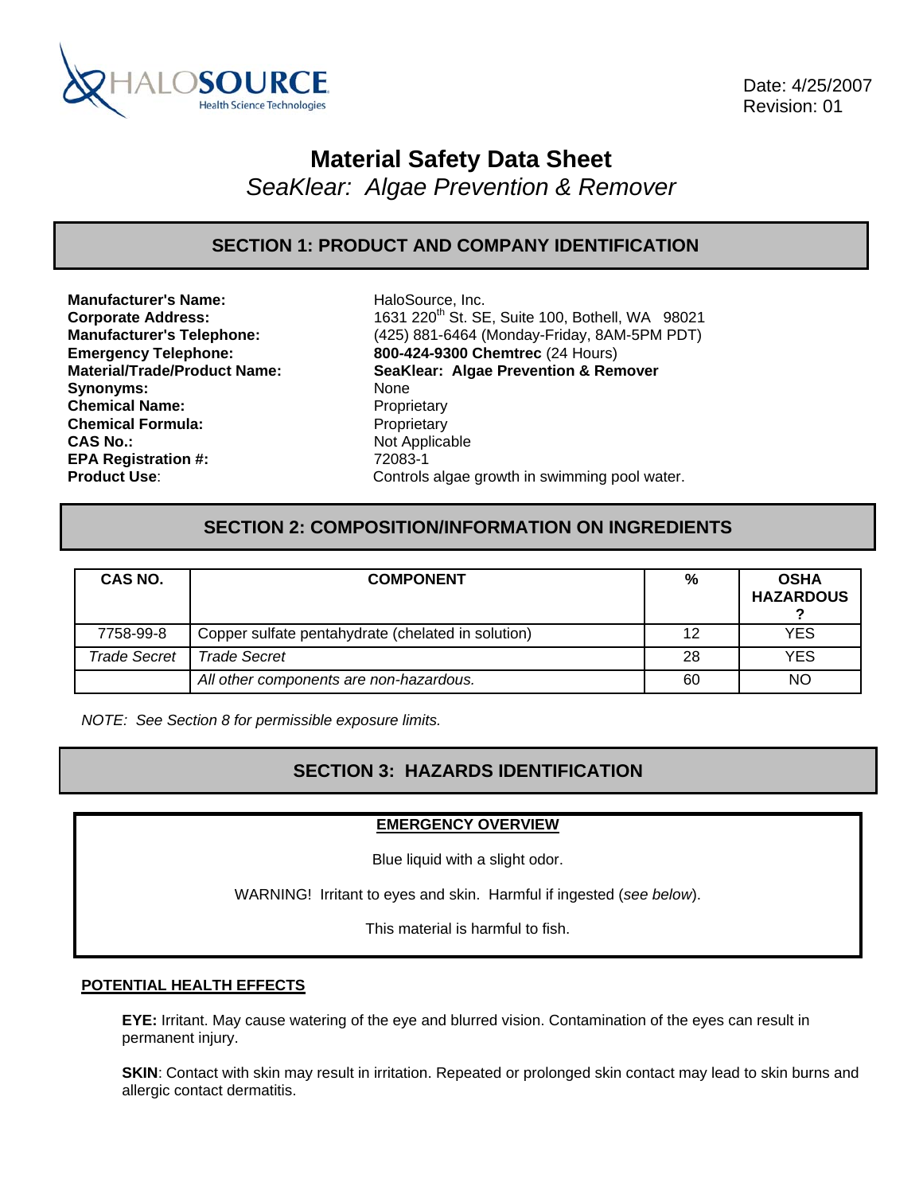HALOSOURCE
Health Science Technologies

Date: 4/25/2007
Revision: 01

# Material Safety Data Sheet

*SeaKlear: Algae Prevention & Remover*

## SECTION 1: PRODUCT AND COMPANY IDENTIFICATION

| | |
|---|---|
| **Manufacturer's Name:** | HaloSource, Inc. |
| **Corporate Address:** | 1631 220th St. SE, Suite 100, Bothell, WA 98021 |
| **Manufacturer's Telephone:** | (425) 881-6464 (Monday-Friday, 8AM-5PM PDT) |
| **Emergency Telephone:** | **800-424-9300 Chemtrec** (24 Hours) |
| **Material/Trade/Product Name:** | **SeaKlear: Algae Prevention & Remover** |
| **Synonyms:** | None |
| **Chemical Name:** | Proprietary |
| **Chemical Formula:** | Proprietary |
| **CAS No.:** | Not Applicable |
| **EPA Registration #:** | 72083-1 |
| **Product Use**: | Controls algae growth in swimming pool water. |

## SECTION 2: COMPOSITION/INFORMATION ON INGREDIENTS

| CAS NO. | COMPONENT | % | OSHA HAZARDOUS ? |
|---|---|---|---|
| 7758-99-8 | Copper sulfate pentahydrate (chelated in solution) | 12 | YES |
| *Trade Secret* | *Trade Secret* | 28 | YES |
| | *All other components are non-hazardous.* | 60 | NO |

*NOTE: See Section 8 for permissible exposure limits.*

## SECTION 3: HAZARDS IDENTIFICATION

**EMERGENCY OVERVIEW**

Blue liquid with a slight odor.

WARNING! Irritant to eyes and skin. Harmful if ingested (*see below*).

This material is harmful to fish.

**POTENTIAL HEALTH EFFECTS**

**EYE:** Irritant. May cause watering of the eye and blurred vision. Contamination of the eyes can result in permanent injury.

**SKIN**: Contact with skin may result in irritation. Repeated or prolonged skin contact may lead to skin burns and allergic contact dermatitis.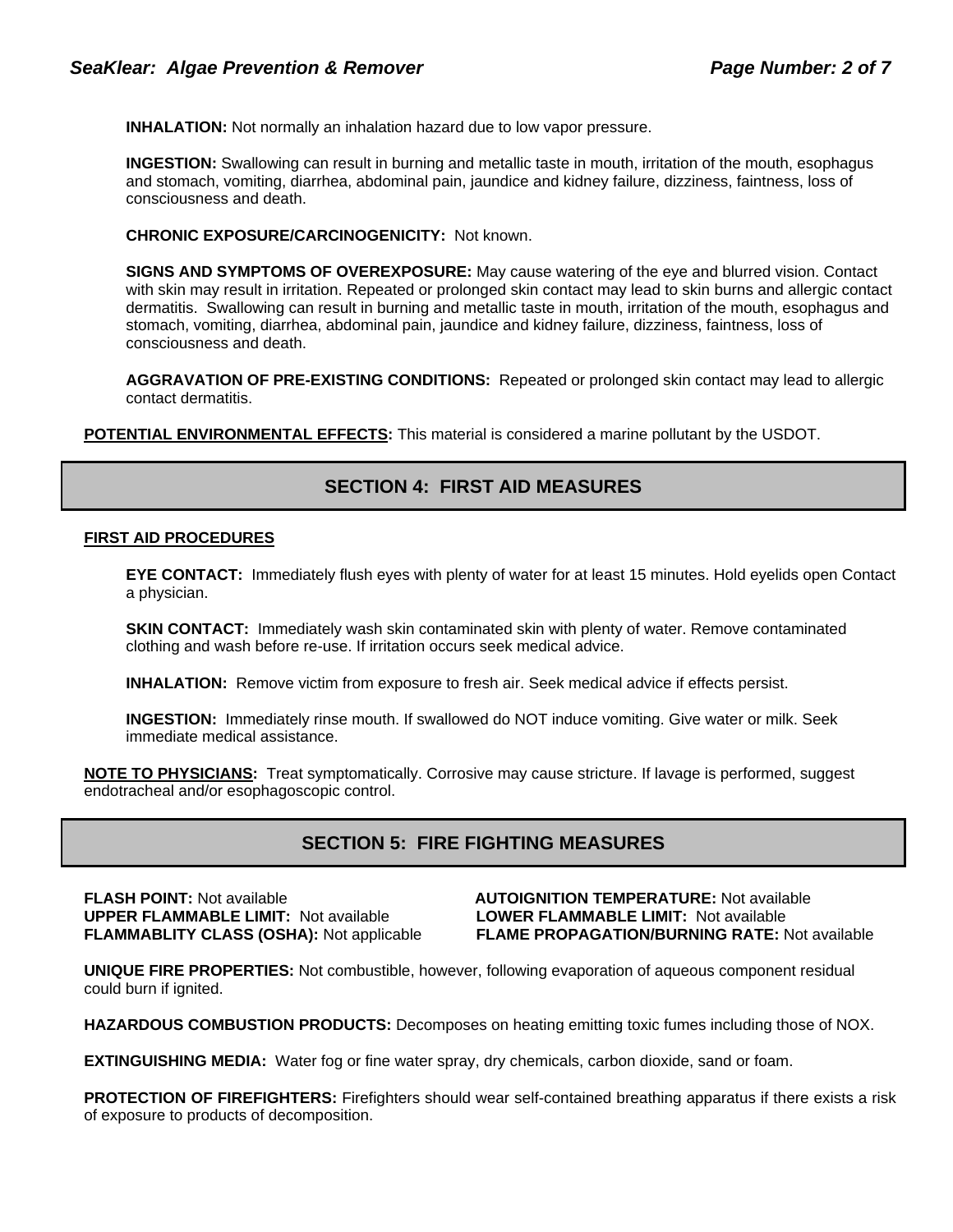**INHALATION:** Not normally an inhalation hazard due to low vapor pressure.

**INGESTION:** Swallowing can result in burning and metallic taste in mouth, irritation of the mouth, esophagus and stomach, vomiting, diarrhea, abdominal pain, jaundice and kidney failure, dizziness, faintness, loss of consciousness and death.

**CHRONIC EXPOSURE/CARCINOGENICITY:** Not known.

**SIGNS AND SYMPTOMS OF OVEREXPOSURE:** May cause watering of the eye and blurred vision. Contact with skin may result in irritation. Repeated or prolonged skin contact may lead to skin burns and allergic contact dermatitis. Swallowing can result in burning and metallic taste in mouth, irritation of the mouth, esophagus and stomach, vomiting, diarrhea, abdominal pain, jaundice and kidney failure, dizziness, faintness, loss of consciousness and death.

**AGGRAVATION OF PRE-EXISTING CONDITIONS:** Repeated or prolonged skin contact may lead to allergic contact dermatitis.

**POTENTIAL ENVIRONMENTAL EFFECTS:** This material is considered a marine pollutant by the USDOT.

## SECTION 4: FIRST AID MEASURES

**FIRST AID PROCEDURES**

**EYE CONTACT:** Immediately flush eyes with plenty of water for at least 15 minutes. Hold eyelids open Contact a physician.

**SKIN CONTACT:** Immediately wash skin contaminated skin with plenty of water. Remove contaminated clothing and wash before re-use. If irritation occurs seek medical advice.

**INHALATION:** Remove victim from exposure to fresh air. Seek medical advice if effects persist.

**INGESTION:** Immediately rinse mouth. If swallowed do NOT induce vomiting. Give water or milk. Seek immediate medical assistance.

**NOTE TO PHYSICIANS:** Treat symptomatically. Corrosive may cause stricture. If lavage is performed, suggest endotracheal and/or esophagoscopic control.

## SECTION 5: FIRE FIGHTING MEASURES

**FLASH POINT:** Not available
**AUTOIGNITION TEMPERATURE:** Not available
**UPPER FLAMMABLE LIMIT:** Not available
**LOWER FLAMMABLE LIMIT:** Not available
**FLAMMABLITY CLASS (OSHA):** Not applicable
**FLAME PROPAGATION/BURNING RATE:** Not available

**UNIQUE FIRE PROPERTIES:** Not combustible, however, following evaporation of aqueous component residual could burn if ignited.

**HAZARDOUS COMBUSTION PRODUCTS:** Decomposes on heating emitting toxic fumes including those of NOX.

**EXTINGUISHING MEDIA:** Water fog or fine water spray, dry chemicals, carbon dioxide, sand or foam.

**PROTECTION OF FIREFIGHTERS:** Firefighters should wear self-contained breathing apparatus if there exists a risk of exposure to products of decomposition.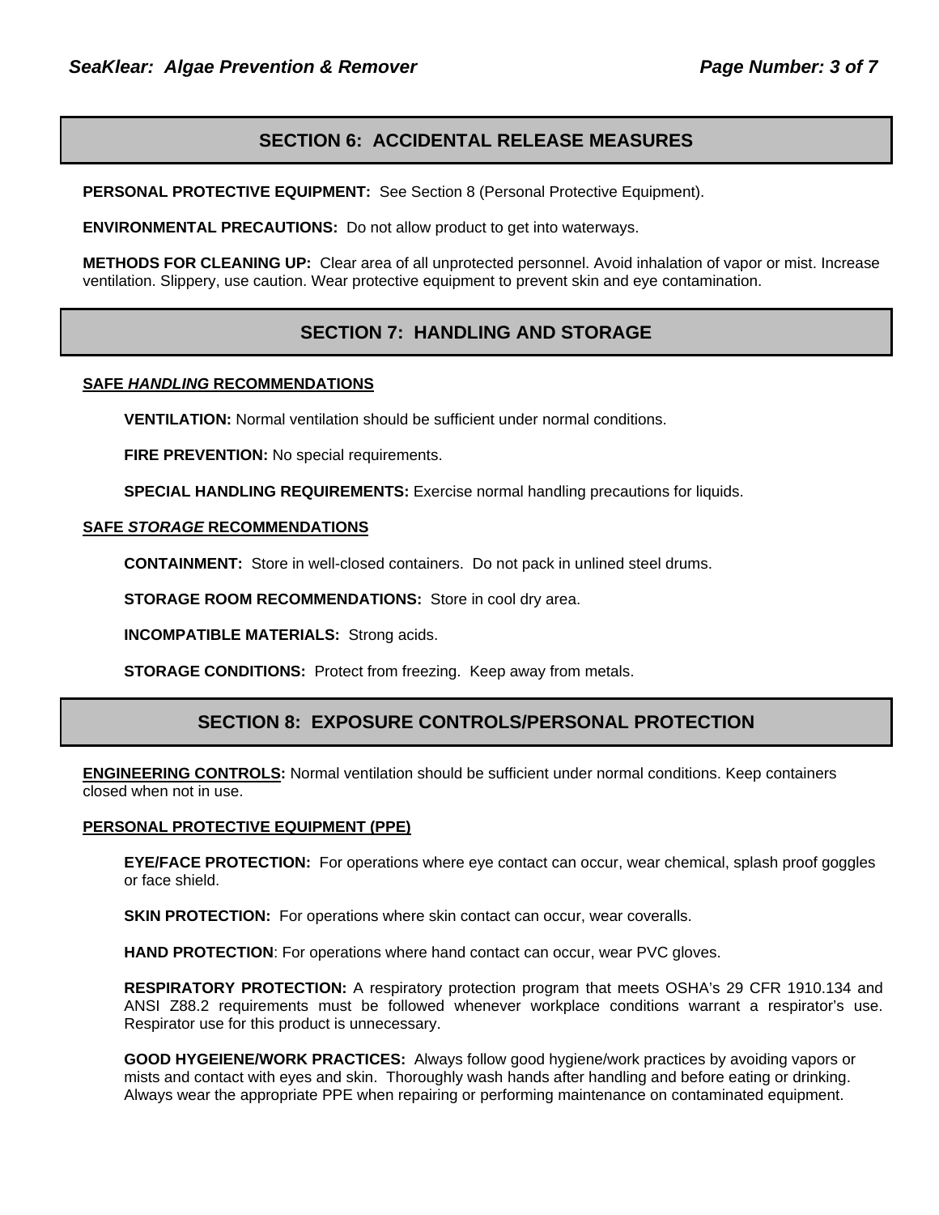## SECTION 6: ACCIDENTAL RELEASE MEASURES

**PERSONAL PROTECTIVE EQUIPMENT:** See Section 8 (Personal Protective Equipment).

**ENVIRONMENTAL PRECAUTIONS:** Do not allow product to get into waterways.

**METHODS FOR CLEANING UP:** Clear area of all unprotected personnel. Avoid inhalation of vapor or mist. Increase ventilation. Slippery, use caution. Wear protective equipment to prevent skin and eye contamination.

## SECTION 7: HANDLING AND STORAGE

**SAFE *HANDLING* RECOMMENDATIONS**

**VENTILATION:** Normal ventilation should be sufficient under normal conditions.

**FIRE PREVENTION:** No special requirements.

**SPECIAL HANDLING REQUIREMENTS:** Exercise normal handling precautions for liquids.

**SAFE *STORAGE* RECOMMENDATIONS**

**CONTAINMENT:** Store in well-closed containers. Do not pack in unlined steel drums.

**STORAGE ROOM RECOMMENDATIONS:** Store in cool dry area.

**INCOMPATIBLE MATERIALS:** Strong acids.

**STORAGE CONDITIONS:** Protect from freezing. Keep away from metals.

## SECTION 8: EXPOSURE CONTROLS/PERSONAL PROTECTION

**ENGINEERING CONTROLS:** Normal ventilation should be sufficient under normal conditions. Keep containers closed when not in use.

**PERSONAL PROTECTIVE EQUIPMENT (PPE)**

**EYE/FACE PROTECTION:** For operations where eye contact can occur, wear chemical, splash proof goggles or face shield.

**SKIN PROTECTION:** For operations where skin contact can occur, wear coveralls.

**HAND PROTECTION**: For operations where hand contact can occur, wear PVC gloves.

**RESPIRATORY PROTECTION:** A respiratory protection program that meets OSHA's 29 CFR 1910.134 and ANSI Z88.2 requirements must be followed whenever workplace conditions warrant a respirator's use. Respirator use for this product is unnecessary.

**GOOD HYGEIENE/WORK PRACTICES:** Always follow good hygiene/work practices by avoiding vapors or mists and contact with eyes and skin. Thoroughly wash hands after handling and before eating or drinking. Always wear the appropriate PPE when repairing or performing maintenance on contaminated equipment.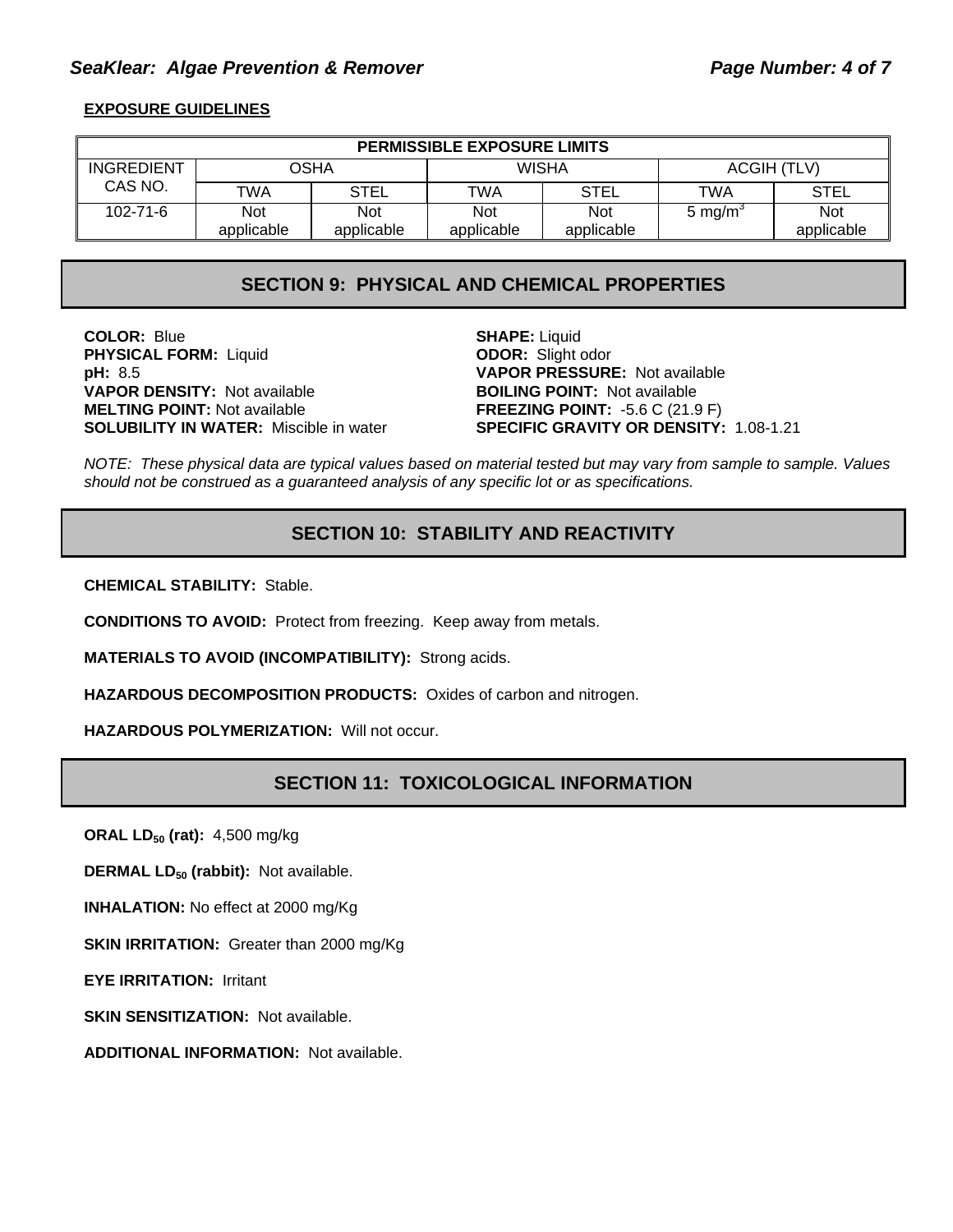**EXPOSURE GUIDELINES**

| PERMISSIBLE EXPOSURE LIMITS | | | | | | |
|---|---|---|---|---|---|---|
| INGREDIENT CAS NO. | OSHA | | WISHA | | ACGIH (TLV) | |
| | TWA | STEL | TWA | STEL | TWA | STEL |
| 102-71-6 | Not applicable | Not applicable | Not applicable | Not applicable | 5 $mg/m^3$ | Not applicable |

## SECTION 9: PHYSICAL AND CHEMICAL PROPERTIES

**COLOR:** Blue
**PHYSICAL FORM:** Liquid
**pH:** 8.5
**VAPOR DENSITY:** Not available
**MELTING POINT:** Not available
**SOLUBILITY IN WATER:** Miscible in water
**SHAPE:** Liquid
**ODOR:** Slight odor
**VAPOR PRESSURE:** Not available
**BOILING POINT:** Not available
**FREEZING POINT:** -5.6 C (21.9 F)
**SPECIFIC GRAVITY OR DENSITY:** 1.08-1.21

*NOTE: These physical data are typical values based on material tested but may vary from sample to sample. Values should not be construed as a guaranteed analysis of any specific lot or as specifications.*

## SECTION 10: STABILITY AND REACTIVITY

**CHEMICAL STABILITY:** Stable.

**CONDITIONS TO AVOID:** Protect from freezing. Keep away from metals.

**MATERIALS TO AVOID (INCOMPATIBILITY):** Strong acids.

**HAZARDOUS DECOMPOSITION PRODUCTS:** Oxides of carbon and nitrogen.

**HAZARDOUS POLYMERIZATION:** Will not occur.

## SECTION 11: TOXICOLOGICAL INFORMATION

**ORAL $LD_{50}$ (rat):** 4,500 mg/kg

**DERMAL $LD_{50}$ (rabbit):** Not available.

**INHALATION:** No effect at 2000 mg/Kg

**SKIN IRRITATION:** Greater than 2000 mg/Kg

**EYE IRRITATION:** Irritant

**SKIN SENSITIZATION:** Not available.

**ADDITIONAL INFORMATION:** Not available.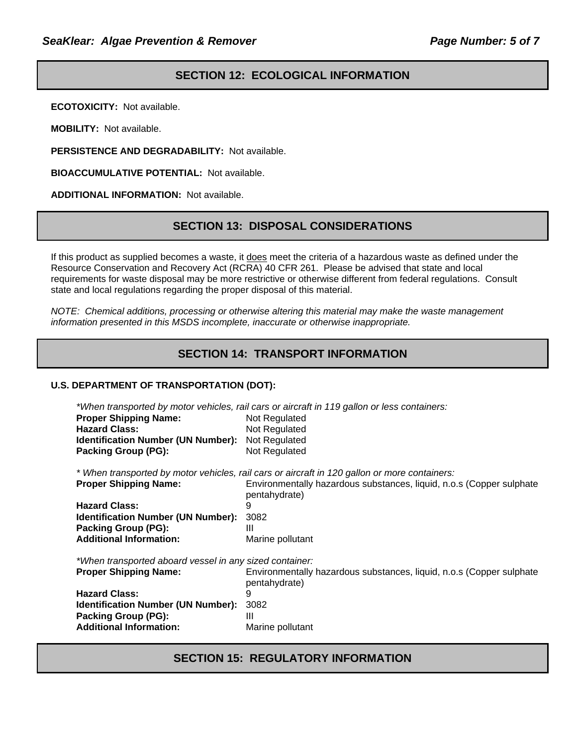## SECTION 12: ECOLOGICAL INFORMATION

**ECOTOXICITY:** Not available.

**MOBILITY:** Not available.

**PERSISTENCE AND DEGRADABILITY:** Not available.

**BIOACCUMULATIVE POTENTIAL:** Not available.

**ADDITIONAL INFORMATION:** Not available.

## SECTION 13: DISPOSAL CONSIDERATIONS

If this product as supplied becomes a waste, it <u>does</u> meet the criteria of a hazardous waste as defined under the Resource Conservation and Recovery Act (RCRA) 40 CFR 261. Please be advised that state and local requirements for waste disposal may be more restrictive or otherwise different from federal regulations. Consult state and local regulations regarding the proper disposal of this material.

*NOTE: Chemical additions, processing or otherwise altering this material may make the waste management information presented in this MSDS incomplete, inaccurate or otherwise inappropriate.*

## SECTION 14: TRANSPORT INFORMATION

**U.S. DEPARTMENT OF TRANSPORTATION (DOT):**

*\*When transported by motor vehicles, rail cars or aircraft in 119 gallon or less containers:*

**Proper Shipping Name:** Not Regulated
**Hazard Class:** Not Regulated
**Identification Number (UN Number):** Not Regulated
**Packing Group (PG):** Not Regulated

*\* When transported by motor vehicles, rail cars or aircraft in 120 gallon or more containers:*

**Proper Shipping Name:** Environmentally hazardous substances, liquid, n.o.s (Copper sulphate pentahydrate)
**Hazard Class:** 9
**Identification Number (UN Number):** 3082
**Packing Group (PG):** III
**Additional Information:** Marine pollutant

*\*When transported aboard vessel in any sized container:*

**Proper Shipping Name:** Environmentally hazardous substances, liquid, n.o.s (Copper sulphate pentahydrate)
**Hazard Class:** 9
**Identification Number (UN Number):** 3082
**Packing Group (PG):** III
**Additional Information:** Marine pollutant

## SECTION 15: REGULATORY INFORMATION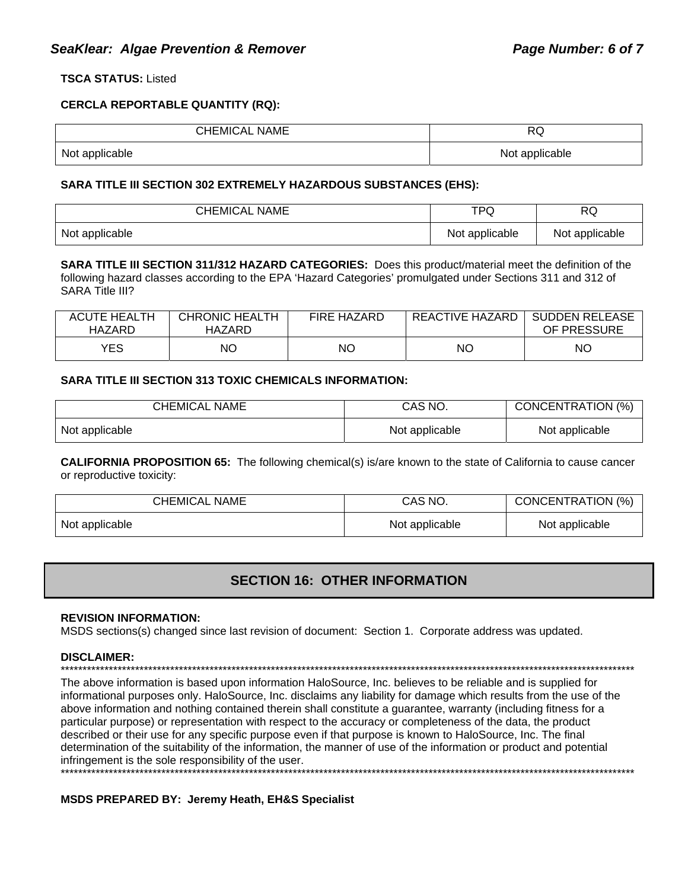**TSCA STATUS:** Listed

**CERCLA REPORTABLE QUANTITY (RQ):**

| CHEMICAL NAME | RQ |
|---|---|
| Not applicable | Not applicable |

**SARA TITLE III SECTION 302 EXTREMELY HAZARDOUS SUBSTANCES (EHS):**

| CHEMICAL NAME | TPQ | RQ |
|---|---|---|
| Not applicable | Not applicable | Not applicable |

**SARA TITLE III SECTION 311/312 HAZARD CATEGORIES:** Does this product/material meet the definition of the following hazard classes according to the EPA 'Hazard Categories' promulgated under Sections 311 and 312 of SARA Title III?

| ACUTE HEALTH HAZARD | CHRONIC HEALTH HAZARD | FIRE HAZARD | REACTIVE HAZARD | SUDDEN RELEASE OF PRESSURE |
|---|---|---|---|---|
| YES | NO | NO | NO | NO |

**SARA TITLE III SECTION 313 TOXIC CHEMICALS INFORMATION:**

| CHEMICAL NAME | CAS NO. | CONCENTRATION (%) |
|---|---|---|
| Not applicable | Not applicable | Not applicable |

**CALIFORNIA PROPOSITION 65:** The following chemical(s) is/are known to the state of California to cause cancer or reproductive toxicity:

| CHEMICAL NAME | CAS NO. | CONCENTRATION (%) |
|---|---|---|
| Not applicable | Not applicable | Not applicable |

## SECTION 16: OTHER INFORMATION

**REVISION INFORMATION:**
MSDS sections(s) changed since last revision of document: Section 1. Corporate address was updated.

**DISCLAIMER:**

*************************************************************************************************************************************

The above information is based upon information HaloSource, Inc. believes to be reliable and is supplied for informational purposes only. HaloSource, Inc. disclaims any liability for damage which results from the use of the above information and nothing contained therein shall constitute a guarantee, warranty (including fitness for a particular purpose) or representation with respect to the accuracy or completeness of the data, the product described or their use for any specific purpose even if that purpose is known to HaloSource, Inc. The final determination of the suitability of the information, the manner of use of the information or product and potential infringement is the sole responsibility of the user.

*************************************************************************************************************************************

**MSDS PREPARED BY: Jeremy Heath, EH&S Specialist**